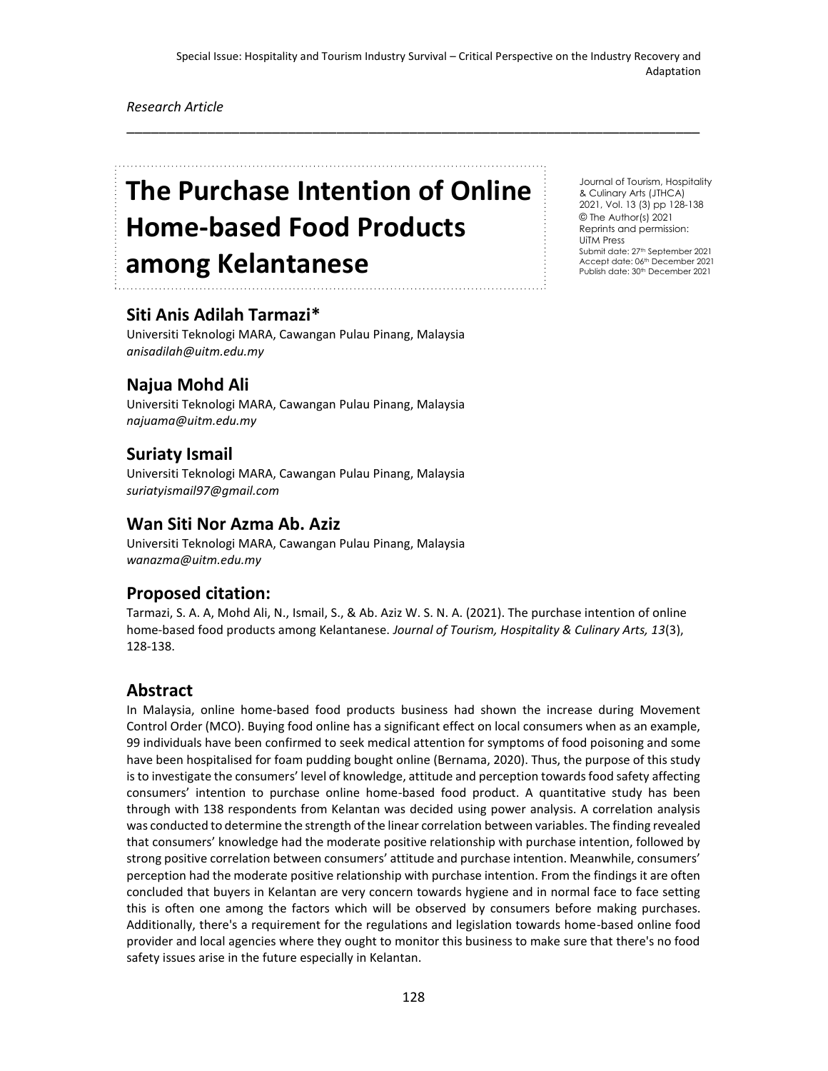Special Issue: Hospitality and Tourism Industry Survival – Critical Perspective on the Industry Recovery and Adaptation

*Research Article*

# The Purchase Intention of Online Home-based Food Products among Kelantanese

Journal of Tourism, Hospitality & Culinary Arts (JTHCA)
2021, Vol. 13 (3) pp 128-138
© The Author(s) 2021
Reprints and permission: UiTM Press
Submit date: 27th September 2021
Accept date: 06th December 2021
Publish date: 30th December 2021

## Siti Anis Adilah Tarmazi*

Universiti Teknologi MARA, Cawangan Pulau Pinang, Malaysia
*anisadilah@uitm.edu.my*

## Najua Mohd Ali

Universiti Teknologi MARA, Cawangan Pulau Pinang, Malaysia
*najuama@uitm.edu.my*

## Suriaty Ismail

Universiti Teknologi MARA, Cawangan Pulau Pinang, Malaysia
*suriatyismail97@gmail.com*

## Wan Siti Nor Azma Ab. Aziz

Universiti Teknologi MARA, Cawangan Pulau Pinang, Malaysia
*wanazma@uitm.edu.my*

## Proposed citation:

Tarmazi, S. A. A, Mohd Ali, N., Ismail, S., & Ab. Aziz W. S. N. A. (2021). The purchase intention of online home-based food products among Kelantanese. *Journal of Tourism, Hospitality & Culinary Arts, 13*(3), 128-138.

## Abstract

In Malaysia, online home-based food products business had shown the increase during Movement Control Order (MCO). Buying food online has a significant effect on local consumers when as an example, 99 individuals have been confirmed to seek medical attention for symptoms of food poisoning and some have been hospitalised for foam pudding bought online (Bernama, 2020). Thus, the purpose of this study is to investigate the consumers' level of knowledge, attitude and perception towards food safety affecting consumers' intention to purchase online home-based food product. A quantitative study has been through with 138 respondents from Kelantan was decided using power analysis. A correlation analysis was conducted to determine the strength of the linear correlation between variables. The finding revealed that consumers' knowledge had the moderate positive relationship with purchase intention, followed by strong positive correlation between consumers' attitude and purchase intention. Meanwhile, consumers' perception had the moderate positive relationship with purchase intention. From the findings it are often concluded that buyers in Kelantan are very concern towards hygiene and in normal face to face setting this is often one among the factors which will be observed by consumers before making purchases. Additionally, there's a requirement for the regulations and legislation towards home-based online food provider and local agencies where they ought to monitor this business to make sure that there's no food safety issues arise in the future especially in Kelantan.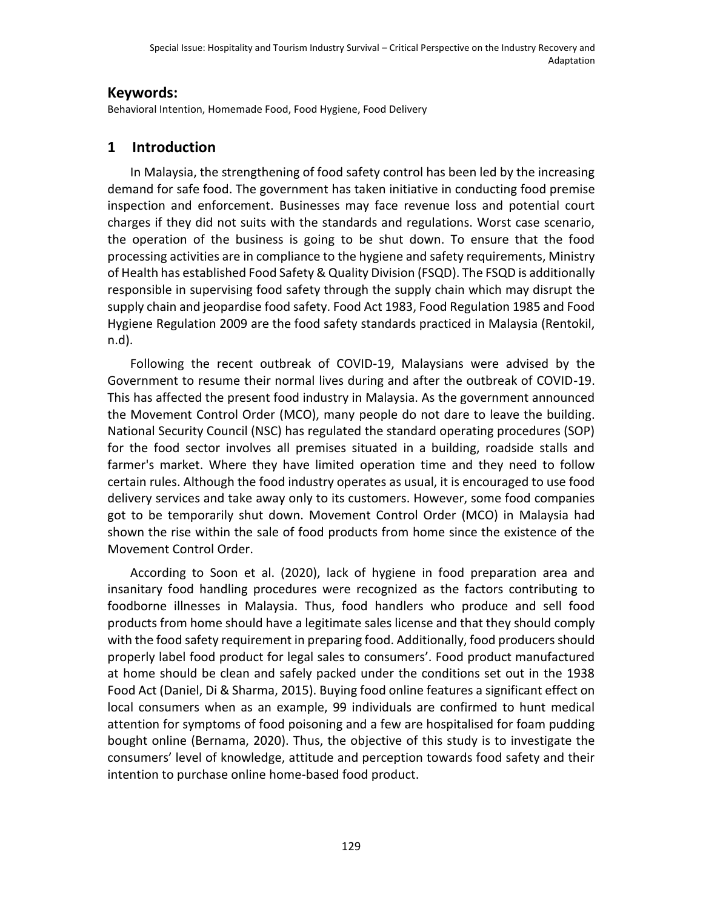## Keywords:

Behavioral Intention, Homemade Food, Food Hygiene, Food Delivery

# 1 Introduction

In Malaysia, the strengthening of food safety control has been led by the increasing demand for safe food. The government has taken initiative in conducting food premise inspection and enforcement. Businesses may face revenue loss and potential court charges if they did not suits with the standards and regulations. Worst case scenario, the operation of the business is going to be shut down. To ensure that the food processing activities are in compliance to the hygiene and safety requirements, Ministry of Health has established Food Safety & Quality Division (FSQD). The FSQD is additionally responsible in supervising food safety through the supply chain which may disrupt the supply chain and jeopardise food safety. Food Act 1983, Food Regulation 1985 and Food Hygiene Regulation 2009 are the food safety standards practiced in Malaysia (Rentokil, n.d).

Following the recent outbreak of COVID-19, Malaysians were advised by the Government to resume their normal lives during and after the outbreak of COVID-19. This has affected the present food industry in Malaysia. As the government announced the Movement Control Order (MCO), many people do not dare to leave the building. National Security Council (NSC) has regulated the standard operating procedures (SOP) for the food sector involves all premises situated in a building, roadside stalls and farmer's market. Where they have limited operation time and they need to follow certain rules. Although the food industry operates as usual, it is encouraged to use food delivery services and take away only to its customers. However, some food companies got to be temporarily shut down. Movement Control Order (MCO) in Malaysia had shown the rise within the sale of food products from home since the existence of the Movement Control Order.

According to Soon et al. (2020), lack of hygiene in food preparation area and insanitary food handling procedures were recognized as the factors contributing to foodborne illnesses in Malaysia. Thus, food handlers who produce and sell food products from home should have a legitimate sales license and that they should comply with the food safety requirement in preparing food. Additionally, food producers should properly label food product for legal sales to consumers'. Food product manufactured at home should be clean and safely packed under the conditions set out in the 1938 Food Act (Daniel, Di & Sharma, 2015). Buying food online features a significant effect on local consumers when as an example, 99 individuals are confirmed to hunt medical attention for symptoms of food poisoning and a few are hospitalised for foam pudding bought online (Bernama, 2020). Thus, the objective of this study is to investigate the consumers' level of knowledge, attitude and perception towards food safety and their intention to purchase online home-based food product.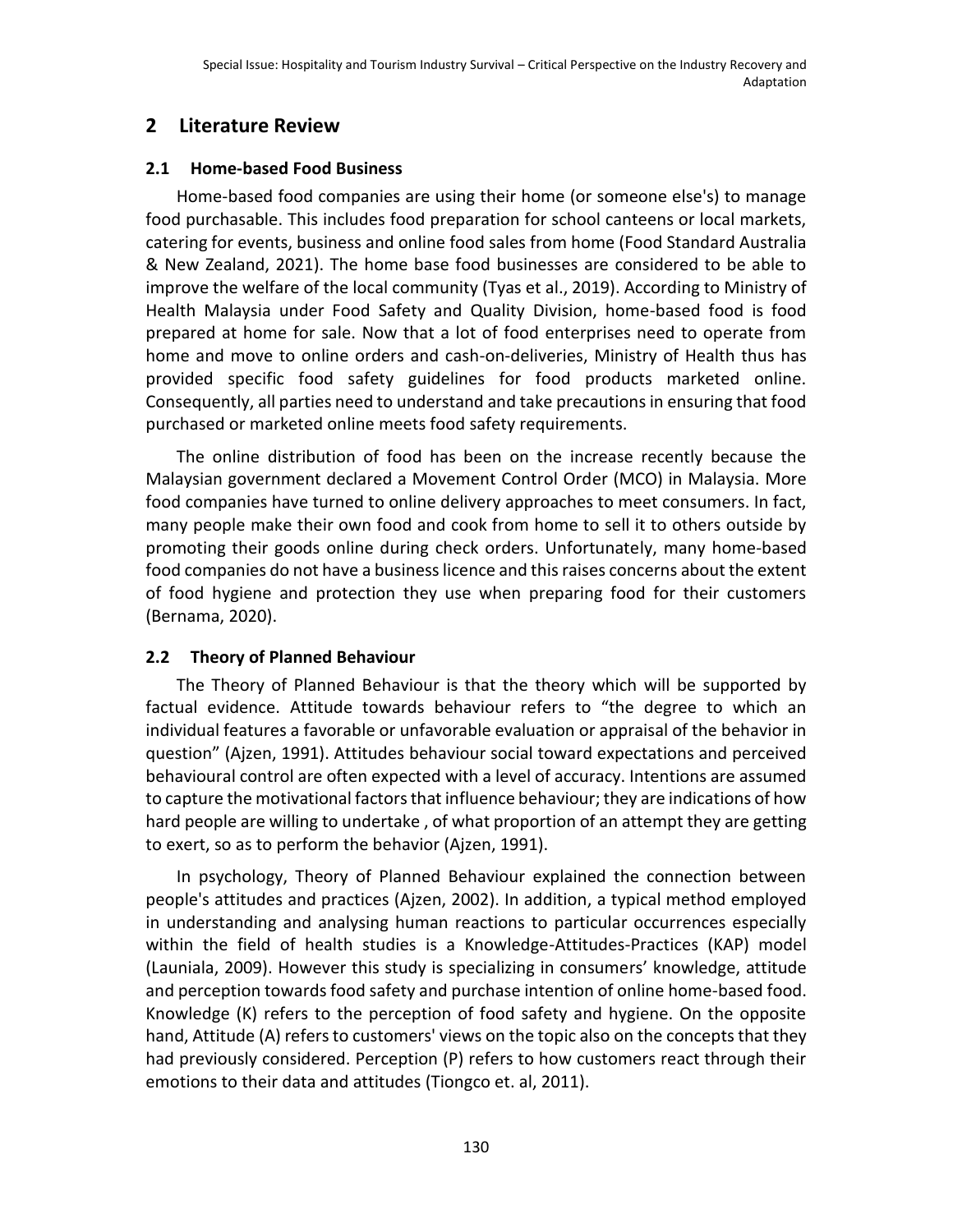## 2 Literature Review

### 2.1 Home-based Food Business

Home-based food companies are using their home (or someone else's) to manage food purchasable. This includes food preparation for school canteens or local markets, catering for events, business and online food sales from home (Food Standard Australia & New Zealand, 2021). The home base food businesses are considered to be able to improve the welfare of the local community (Tyas et al., 2019). According to Ministry of Health Malaysia under Food Safety and Quality Division, home-based food is food prepared at home for sale. Now that a lot of food enterprises need to operate from home and move to online orders and cash-on-deliveries, Ministry of Health thus has provided specific food safety guidelines for food products marketed online. Consequently, all parties need to understand and take precautions in ensuring that food purchased or marketed online meets food safety requirements.

The online distribution of food has been on the increase recently because the Malaysian government declared a Movement Control Order (MCO) in Malaysia. More food companies have turned to online delivery approaches to meet consumers. In fact, many people make their own food and cook from home to sell it to others outside by promoting their goods online during check orders. Unfortunately, many home-based food companies do not have a business licence and this raises concerns about the extent of food hygiene and protection they use when preparing food for their customers (Bernama, 2020).

### 2.2 Theory of Planned Behaviour

The Theory of Planned Behaviour is that the theory which will be supported by factual evidence. Attitude towards behaviour refers to "the degree to which an individual features a favorable or unfavorable evaluation or appraisal of the behavior in question" (Ajzen, 1991). Attitudes behaviour social toward expectations and perceived behavioural control are often expected with a level of accuracy. Intentions are assumed to capture the motivational factors that influence behaviour; they are indications of how hard people are willing to undertake , of what proportion of an attempt they are getting to exert, so as to perform the behavior (Ajzen, 1991).

In psychology, Theory of Planned Behaviour explained the connection between people's attitudes and practices (Ajzen, 2002). In addition, a typical method employed in understanding and analysing human reactions to particular occurrences especially within the field of health studies is a Knowledge-Attitudes-Practices (KAP) model (Launiala, 2009). However this study is specializing in consumers' knowledge, attitude and perception towards food safety and purchase intention of online home-based food. Knowledge (K) refers to the perception of food safety and hygiene. On the opposite hand, Attitude (A) refers to customers' views on the topic also on the concepts that they had previously considered. Perception (P) refers to how customers react through their emotions to their data and attitudes (Tiongco et. al, 2011).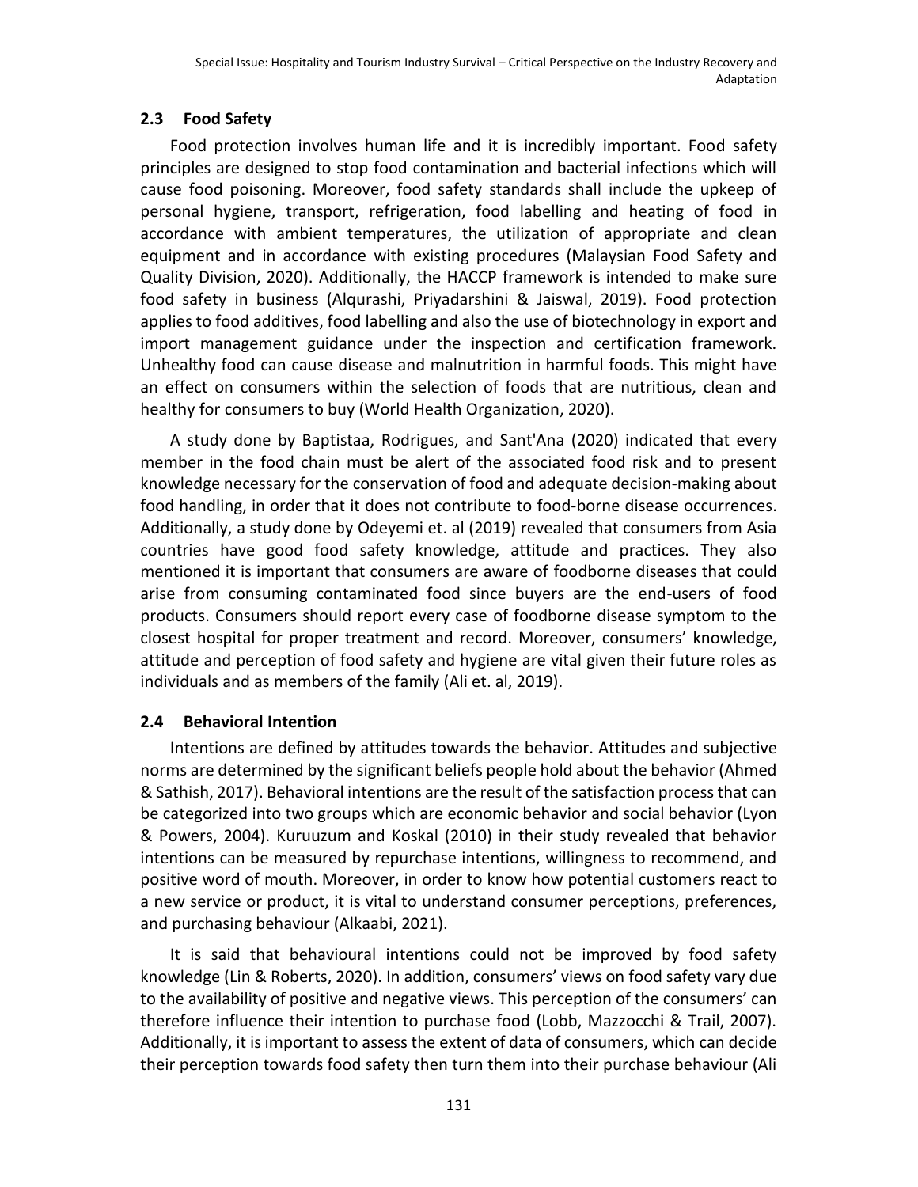### 2.3 Food Safety

Food protection involves human life and it is incredibly important. Food safety principles are designed to stop food contamination and bacterial infections which will cause food poisoning. Moreover, food safety standards shall include the upkeep of personal hygiene, transport, refrigeration, food labelling and heating of food in accordance with ambient temperatures, the utilization of appropriate and clean equipment and in accordance with existing procedures (Malaysian Food Safety and Quality Division, 2020). Additionally, the HACCP framework is intended to make sure food safety in business (Alqurashi, Priyadarshini & Jaiswal, 2019). Food protection applies to food additives, food labelling and also the use of biotechnology in export and import management guidance under the inspection and certification framework. Unhealthy food can cause disease and malnutrition in harmful foods. This might have an effect on consumers within the selection of foods that are nutritious, clean and healthy for consumers to buy (World Health Organization, 2020).

A study done by Baptistaa, Rodrigues, and Sant'Ana (2020) indicated that every member in the food chain must be alert of the associated food risk and to present knowledge necessary for the conservation of food and adequate decision-making about food handling, in order that it does not contribute to food-borne disease occurrences. Additionally, a study done by Odeyemi et. al (2019) revealed that consumers from Asia countries have good food safety knowledge, attitude and practices. They also mentioned it is important that consumers are aware of foodborne diseases that could arise from consuming contaminated food since buyers are the end-users of food products. Consumers should report every case of foodborne disease symptom to the closest hospital for proper treatment and record. Moreover, consumers' knowledge, attitude and perception of food safety and hygiene are vital given their future roles as individuals and as members of the family (Ali et. al, 2019).

### 2.4 Behavioral Intention

Intentions are defined by attitudes towards the behavior. Attitudes and subjective norms are determined by the significant beliefs people hold about the behavior (Ahmed & Sathish, 2017). Behavioral intentions are the result of the satisfaction process that can be categorized into two groups which are economic behavior and social behavior (Lyon & Powers, 2004). Kuruuzum and Koskal (2010) in their study revealed that behavior intentions can be measured by repurchase intentions, willingness to recommend, and positive word of mouth. Moreover, in order to know how potential customers react to a new service or product, it is vital to understand consumer perceptions, preferences, and purchasing behaviour (Alkaabi, 2021).

It is said that behavioural intentions could not be improved by food safety knowledge (Lin & Roberts, 2020). In addition, consumers' views on food safety vary due to the availability of positive and negative views. This perception of the consumers' can therefore influence their intention to purchase food (Lobb, Mazzocchi & Trail, 2007). Additionally, it is important to assess the extent of data of consumers, which can decide their perception towards food safety then turn them into their purchase behaviour (Ali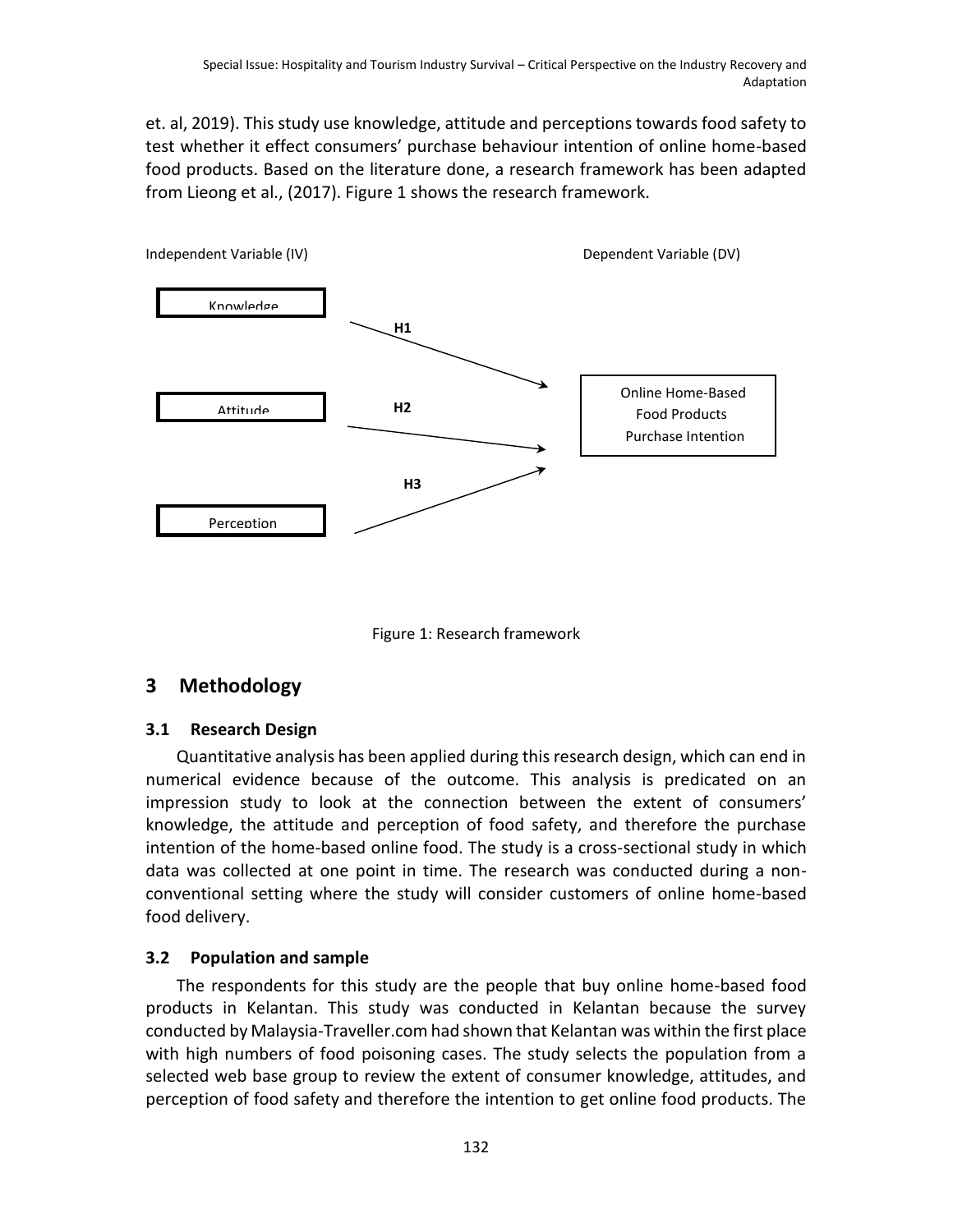et. al, 2019). This study use knowledge, attitude and perceptions towards food safety to test whether it effect consumers' purchase behaviour intention of online home-based food products. Based on the literature done, a research framework has been adapted from Lieong et al., (2017). Figure 1 shows the research framework.

Independent Variable (IV)

Dependent Variable (DV)

Knowledge

H1

Attitude

H2

Online Home-Based Food Products Purchase Intention

H3

Perception

Figure 1: Research framework

## 3 Methodology

### 3.1 Research Design

Quantitative analysis has been applied during this research design, which can end in numerical evidence because of the outcome. This analysis is predicated on an impression study to look at the connection between the extent of consumers' knowledge, the attitude and perception of food safety, and therefore the purchase intention of the home-based online food. The study is a cross-sectional study in which data was collected at one point in time. The research was conducted during a non-conventional setting where the study will consider customers of online home-based food delivery.

### 3.2 Population and sample

The respondents for this study are the people that buy online home-based food products in Kelantan. This study was conducted in Kelantan because the survey conducted by Malaysia-Traveller.com had shown that Kelantan was within the first place with high numbers of food poisoning cases. The study selects the population from a selected web base group to review the extent of consumer knowledge, attitudes, and perception of food safety and therefore the intention to get online food products. The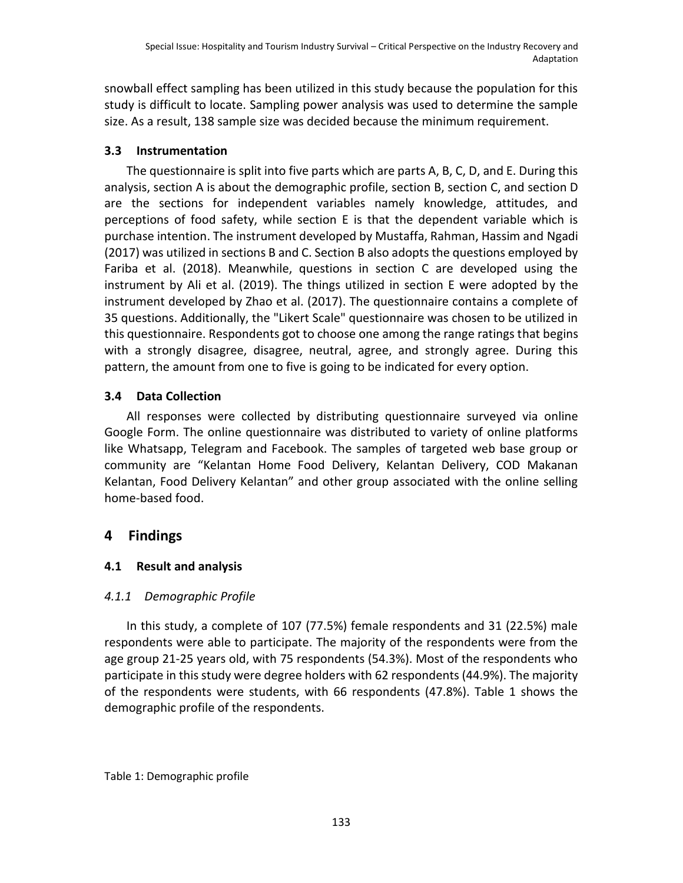snowball effect sampling has been utilized in this study because the population for this study is difficult to locate. Sampling power analysis was used to determine the sample size. As a result, 138 sample size was decided because the minimum requirement.

### 3.3 Instrumentation

The questionnaire is split into five parts which are parts A, B, C, D, and E. During this analysis, section A is about the demographic profile, section B, section C, and section D are the sections for independent variables namely knowledge, attitudes, and perceptions of food safety, while section E is that the dependent variable which is purchase intention. The instrument developed by Mustaffa, Rahman, Hassim and Ngadi (2017) was utilized in sections B and C. Section B also adopts the questions employed by Fariba et al. (2018). Meanwhile, questions in section C are developed using the instrument by Ali et al. (2019). The things utilized in section E were adopted by the instrument developed by Zhao et al. (2017). The questionnaire contains a complete of 35 questions. Additionally, the "Likert Scale" questionnaire was chosen to be utilized in this questionnaire. Respondents got to choose one among the range ratings that begins with a strongly disagree, disagree, neutral, agree, and strongly agree. During this pattern, the amount from one to five is going to be indicated for every option.

### 3.4 Data Collection

All responses were collected by distributing questionnaire surveyed via online Google Form. The online questionnaire was distributed to variety of online platforms like Whatsapp, Telegram and Facebook. The samples of targeted web base group or community are "Kelantan Home Food Delivery, Kelantan Delivery, COD Makanan Kelantan, Food Delivery Kelantan" and other group associated with the online selling home-based food.

## 4 Findings

### 4.1 Result and analysis

#### *4.1.1 Demographic Profile*

In this study, a complete of 107 (77.5%) female respondents and 31 (22.5%) male respondents were able to participate. The majority of the respondents were from the age group 21-25 years old, with 75 respondents (54.3%). Most of the respondents who participate in this study were degree holders with 62 respondents (44.9%). The majority of the respondents were students, with 66 respondents (47.8%). Table 1 shows the demographic profile of the respondents.

Table 1: Demographic profile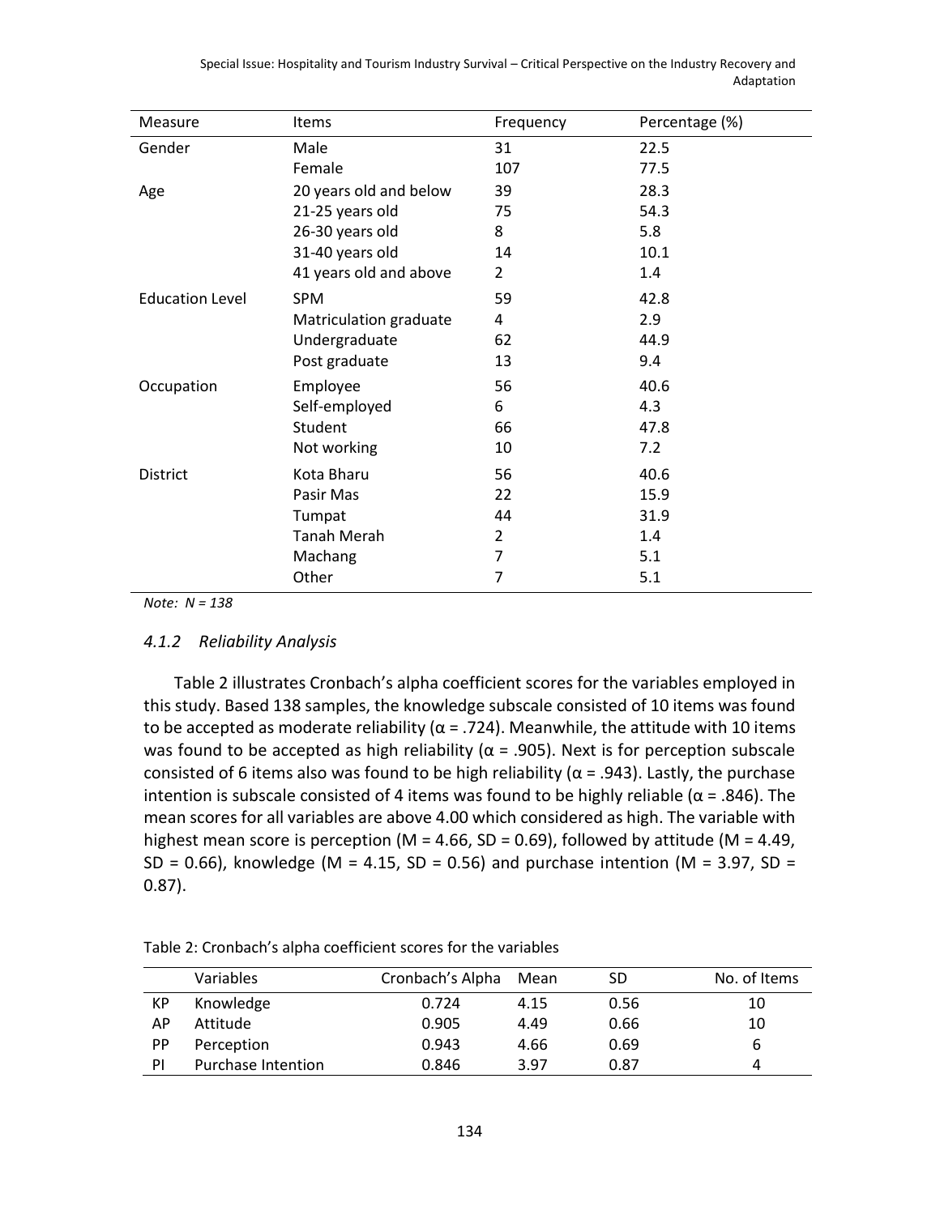| Measure | Items | Frequency | Percentage (%) |
|---|---|---|---|
| Gender | Male | 31 | 22.5 |
| | Female | 107 | 77.5 |
| Age | 20 years old and below | 39 | 28.3 |
| | 21-25 years old | 75 | 54.3 |
| | 26-30 years old | 8 | 5.8 |
| | 31-40 years old | 14 | 10.1 |
| | 41 years old and above | 2 | 1.4 |
| Education Level | SPM | 59 | 42.8 |
| | Matriculation graduate | 4 | 2.9 |
| | Undergraduate | 62 | 44.9 |
| | Post graduate | 13 | 9.4 |
| Occupation | Employee | 56 | 40.6 |
| | Self-employed | 6 | 4.3 |
| | Student | 66 | 47.8 |
| | Not working | 10 | 7.2 |
| District | Kota Bharu | 56 | 40.6 |
| | Pasir Mas | 22 | 15.9 |
| | Tumpat | 44 | 31.9 |
| | Tanah Merah | 2 | 1.4 |
| | Machang | 7 | 5.1 |
| | Other | 7 | 5.1 |

*Note: N = 138*

#### *4.1.2 Reliability Analysis*

Table 2 illustrates Cronbach's alpha coefficient scores for the variables employed in this study. Based 138 samples, the knowledge subscale consisted of 10 items was found to be accepted as moderate reliability ($\alpha = .724$). Meanwhile, the attitude with 10 items was found to be accepted as high reliability ($\alpha = .905$). Next is for perception subscale consisted of 6 items also was found to be high reliability ($\alpha = .943$). Lastly, the purchase intention is subscale consisted of 4 items was found to be highly reliable ($\alpha = .846$). The mean scores for all variables are above 4.00 which considered as high. The variable with highest mean score is perception (M = 4.66, SD = 0.69), followed by attitude (M = 4.49, SD = 0.66), knowledge (M = 4.15, SD = 0.56) and purchase intention (M = 3.97, SD = 0.87).

Table 2: Cronbach's alpha coefficient scores for the variables

| | Variables | Cronbach's Alpha | Mean | SD | No. of Items |
|---|---|---|---|---|---|
| KP | Knowledge | 0.724 | 4.15 | 0.56 | 10 |
| AP | Attitude | 0.905 | 4.49 | 0.66 | 10 |
| PP | Perception | 0.943 | 4.66 | 0.69 | 6 |
| PI | Purchase Intention | 0.846 | 3.97 | 0.87 | 4 |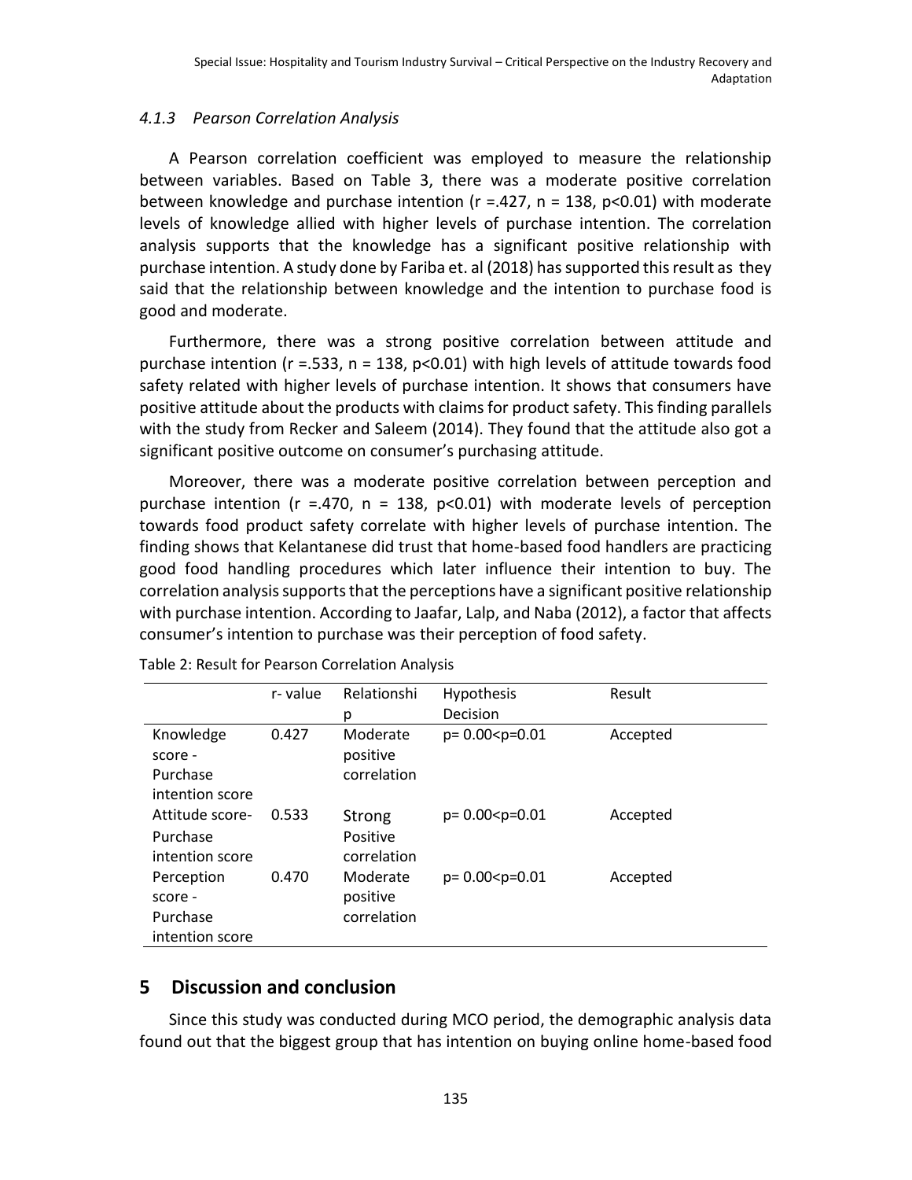### *4.1.3 Pearson Correlation Analysis*

A Pearson correlation coefficient was employed to measure the relationship between variables. Based on Table 3, there was a moderate positive correlation between knowledge and purchase intention ($r = .427$, $n = 138$, $p<0.01$) with moderate levels of knowledge allied with higher levels of purchase intention. The correlation analysis supports that the knowledge has a significant positive relationship with purchase intention. A study done by Fariba et. al (2018) has supported this result as they said that the relationship between knowledge and the intention to purchase food is good and moderate.

Furthermore, there was a strong positive correlation between attitude and purchase intention ($r = .533$, $n = 138$, $p<0.01$) with high levels of attitude towards food safety related with higher levels of purchase intention. It shows that consumers have positive attitude about the products with claims for product safety. This finding parallels with the study from Recker and Saleem (2014). They found that the attitude also got a significant positive outcome on consumer's purchasing attitude.

Moreover, there was a moderate positive correlation between perception and purchase intention ($r = .470$, $n = 138$, $p<0.01$) with moderate levels of perception towards food product safety correlate with higher levels of purchase intention. The finding shows that Kelantanese did trust that home-based food handlers are practicing good food handling procedures which later influence their intention to buy. The correlation analysis supports that the perceptions have a significant positive relationship with purchase intention. According to Jaafar, Lalp, and Naba (2012), a factor that affects consumer's intention to purchase was their perception of food safety.

Table 2: Result for Pearson Correlation Analysis

| | r- value | Relationship | Hypothesis Decision | Result |
|---|---|---|---|---|
| Knowledge score - Purchase intention score | 0.427 | Moderate positive correlation | $p= 0.00<p=0.01$ | Accepted |
| Attitude score- Purchase intention score | 0.533 | Strong Positive correlation | $p= 0.00<p=0.01$ | Accepted |
| Perception score - Purchase intention score | 0.470 | Moderate positive correlation | $p= 0.00<p=0.01$ | Accepted |

## 5 Discussion and conclusion

Since this study was conducted during MCO period, the demographic analysis data found out that the biggest group that has intention on buying online home-based food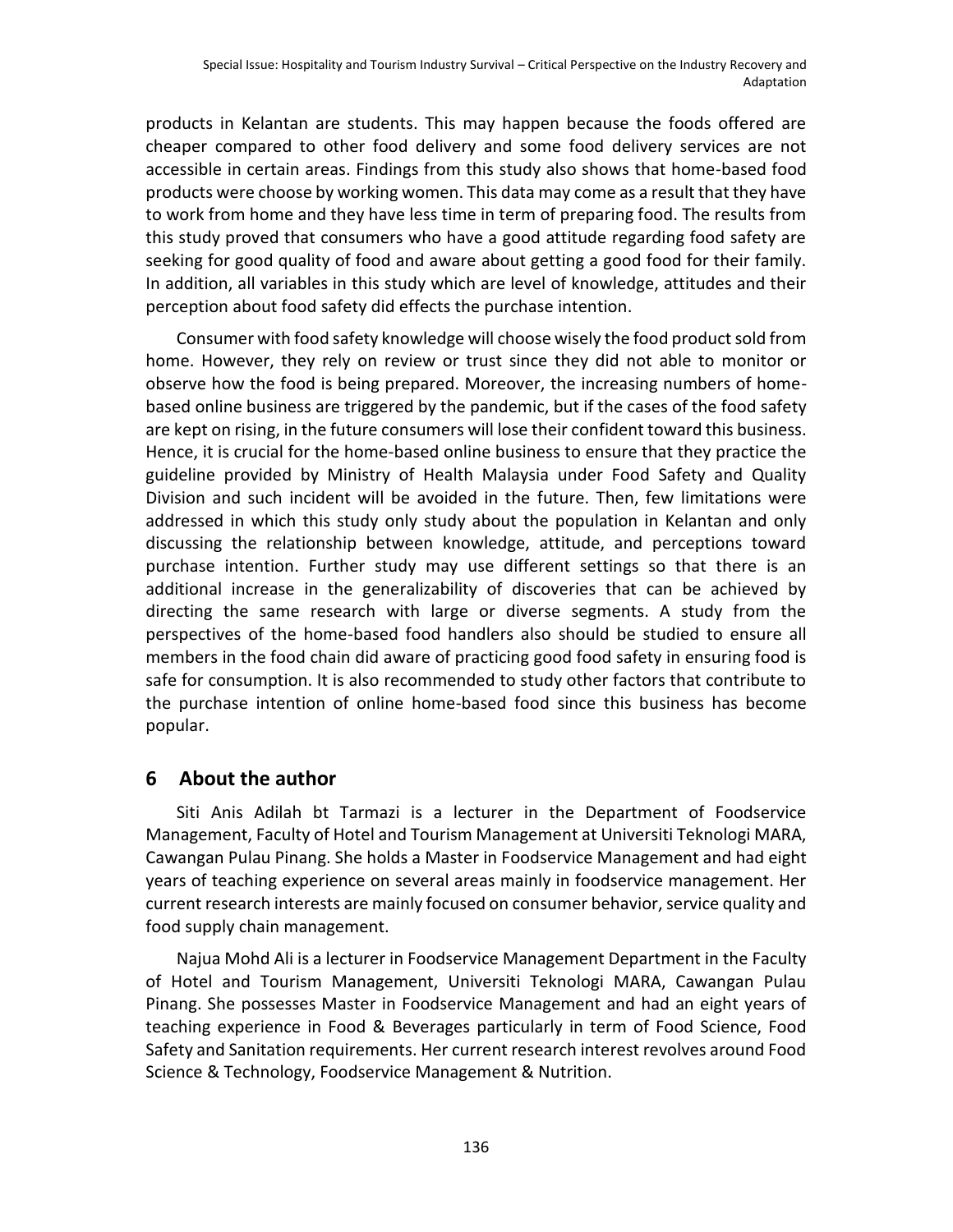products in Kelantan are students. This may happen because the foods offered are cheaper compared to other food delivery and some food delivery services are not accessible in certain areas. Findings from this study also shows that home-based food products were choose by working women. This data may come as a result that they have to work from home and they have less time in term of preparing food. The results from this study proved that consumers who have a good attitude regarding food safety are seeking for good quality of food and aware about getting a good food for their family. In addition, all variables in this study which are level of knowledge, attitudes and their perception about food safety did effects the purchase intention.

Consumer with food safety knowledge will choose wisely the food product sold from home. However, they rely on review or trust since they did not able to monitor or observe how the food is being prepared. Moreover, the increasing numbers of home-based online business are triggered by the pandemic, but if the cases of the food safety are kept on rising, in the future consumers will lose their confident toward this business. Hence, it is crucial for the home-based online business to ensure that they practice the guideline provided by Ministry of Health Malaysia under Food Safety and Quality Division and such incident will be avoided in the future. Then, few limitations were addressed in which this study only study about the population in Kelantan and only discussing the relationship between knowledge, attitude, and perceptions toward purchase intention. Further study may use different settings so that there is an additional increase in the generalizability of discoveries that can be achieved by directing the same research with large or diverse segments. A study from the perspectives of the home-based food handlers also should be studied to ensure all members in the food chain did aware of practicing good food safety in ensuring food is safe for consumption. It is also recommended to study other factors that contribute to the purchase intention of online home-based food since this business has become popular.

## 6 About the author

Siti Anis Adilah bt Tarmazi is a lecturer in the Department of Foodservice Management, Faculty of Hotel and Tourism Management at Universiti Teknologi MARA, Cawangan Pulau Pinang. She holds a Master in Foodservice Management and had eight years of teaching experience on several areas mainly in foodservice management. Her current research interests are mainly focused on consumer behavior, service quality and food supply chain management.

Najua Mohd Ali is a lecturer in Foodservice Management Department in the Faculty of Hotel and Tourism Management, Universiti Teknologi MARA, Cawangan Pulau Pinang. She possesses Master in Foodservice Management and had an eight years of teaching experience in Food & Beverages particularly in term of Food Science, Food Safety and Sanitation requirements. Her current research interest revolves around Food Science & Technology, Foodservice Management & Nutrition.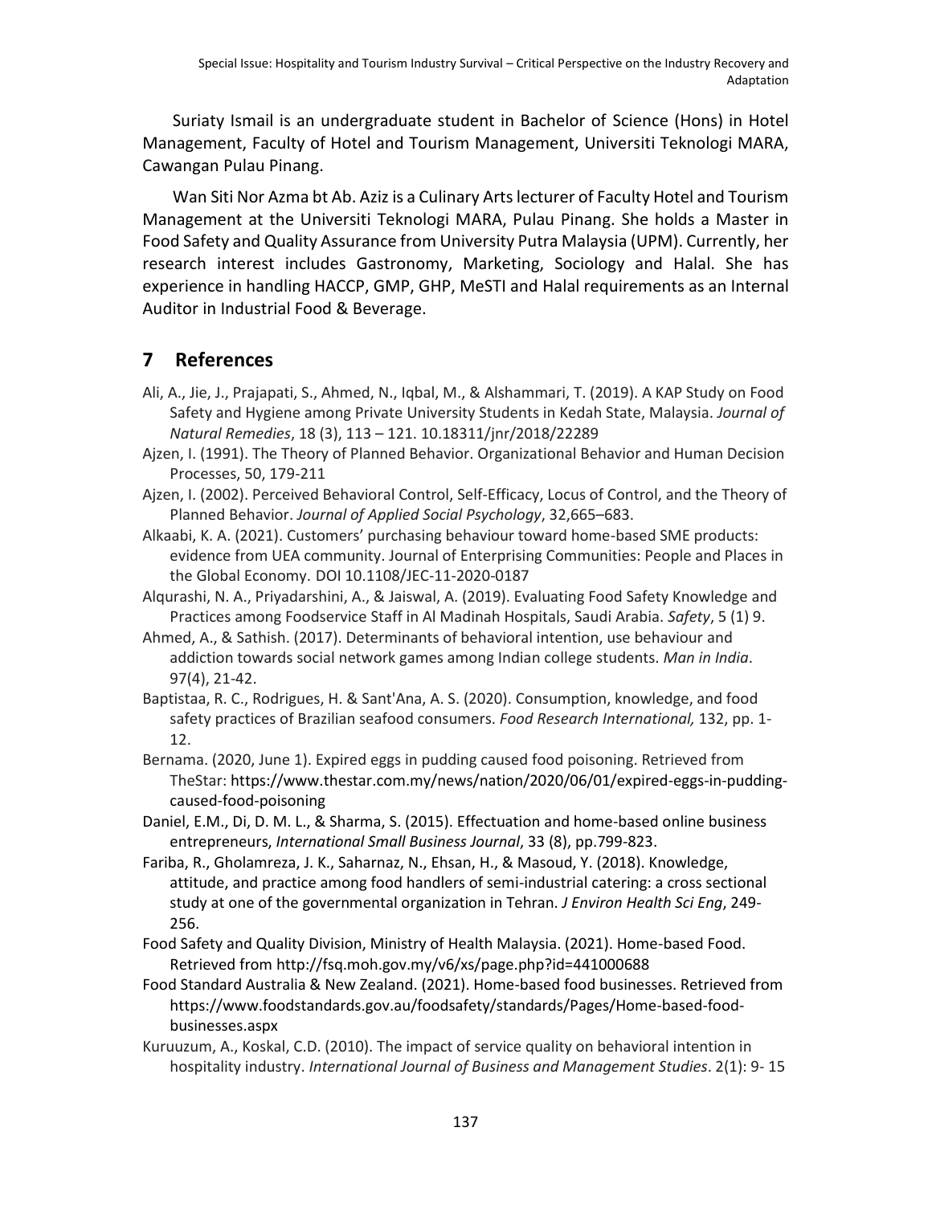Suriaty Ismail is an undergraduate student in Bachelor of Science (Hons) in Hotel Management, Faculty of Hotel and Tourism Management, Universiti Teknologi MARA, Cawangan Pulau Pinang.

Wan Siti Nor Azma bt Ab. Aziz is a Culinary Arts lecturer of Faculty Hotel and Tourism Management at the Universiti Teknologi MARA, Pulau Pinang. She holds a Master in Food Safety and Quality Assurance from University Putra Malaysia (UPM). Currently, her research interest includes Gastronomy, Marketing, Sociology and Halal. She has experience in handling HACCP, GMP, GHP, MeSTI and Halal requirements as an Internal Auditor in Industrial Food & Beverage.

## 7 References

Ali, A., Jie, J., Prajapati, S., Ahmed, N., Iqbal, M., & Alshammari, T. (2019). A KAP Study on Food Safety and Hygiene among Private University Students in Kedah State, Malaysia. *Journal of Natural Remedies*, 18 (3), 113 – 121. 10.18311/jnr/2018/22289

Ajzen, I. (1991). The Theory of Planned Behavior. Organizational Behavior and Human Decision Processes, 50, 179-211

Ajzen, I. (2002). Perceived Behavioral Control, Self-Efficacy, Locus of Control, and the Theory of Planned Behavior. *Journal of Applied Social Psychology*, 32,665–683.

Alkaabi, K. A. (2021). Customers' purchasing behaviour toward home-based SME products: evidence from UEA community. Journal of Enterprising Communities: People and Places in the Global Economy. DOI 10.1108/JEC-11-2020-0187

Alqurashi, N. A., Priyadarshini, A., & Jaiswal, A. (2019). Evaluating Food Safety Knowledge and Practices among Foodservice Staff in Al Madinah Hospitals, Saudi Arabia. *Safety*, 5 (1) 9.

Ahmed, A., & Sathish. (2017). Determinants of behavioral intention, use behaviour and addiction towards social network games among Indian college students. *Man in India*. 97(4), 21-42.

Baptistaa, R. C., Rodrigues, H. & Sant'Ana, A. S. (2020). Consumption, knowledge, and food safety practices of Brazilian seafood consumers. *Food Research International,* 132, pp. 1-12.

Bernama. (2020, June 1). Expired eggs in pudding caused food poisoning. Retrieved from TheStar: https://www.thestar.com.my/news/nation/2020/06/01/expired-eggs-in-pudding-caused-food-poisoning

Daniel, E.M., Di, D. M. L., & Sharma, S. (2015). Effectuation and home-based online business entrepreneurs, *International Small Business Journal*, 33 (8), pp.799-823.

Fariba, R., Gholamreza, J. K., Saharnaz, N., Ehsan, H., & Masoud, Y. (2018). Knowledge, attitude, and practice among food handlers of semi-industrial catering: a cross sectional study at one of the governmental organization in Tehran. *J Environ Health Sci Eng*, 249-256.

Food Safety and Quality Division, Ministry of Health Malaysia. (2021). Home-based Food. Retrieved from http://fsq.moh.gov.my/v6/xs/page.php?id=441000688

Food Standard Australia & New Zealand. (2021). Home-based food businesses. Retrieved from https://www.foodstandards.gov.au/foodsafety/standards/Pages/Home-based-food-businesses.aspx

Kuruuzum, A., Koskal, C.D. (2010). The impact of service quality on behavioral intention in hospitality industry. *International Journal of Business and Management Studies*. 2(1): 9- 15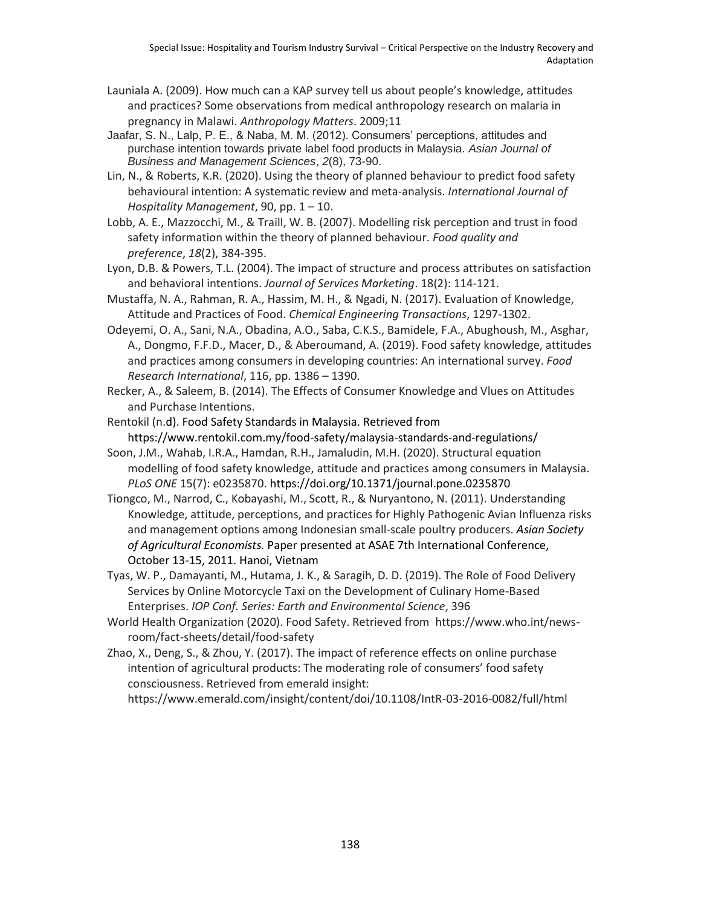Launiala A. (2009). How much can a KAP survey tell us about people's knowledge, attitudes and practices? Some observations from medical anthropology research on malaria in pregnancy in Malawi. *Anthropology Matters*. 2009;11

Jaafar, S. N., Lalp, P. E., & Naba, M. M. (2012). Consumers' perceptions, attitudes and purchase intention towards private label food products in Malaysia. *Asian Journal of Business and Management Sciences*, *2*(8), 73-90.

Lin, N., & Roberts, K.R. (2020). Using the theory of planned behaviour to predict food safety behavioural intention: A systematic review and meta-analysis. *International Journal of Hospitality Management*, 90, pp. 1 – 10.

Lobb, A. E., Mazzocchi, M., & Traill, W. B. (2007). Modelling risk perception and trust in food safety information within the theory of planned behaviour. *Food quality and preference*, *18*(2), 384-395.

Lyon, D.B. & Powers, T.L. (2004). The impact of structure and process attributes on satisfaction and behavioral intentions. *Journal of Services Marketing*. 18(2): 114-121.

Mustaffa, N. A., Rahman, R. A., Hassim, M. H., & Ngadi, N. (2017). Evaluation of Knowledge, Attitude and Practices of Food. *Chemical Engineering Transactions*, 1297-1302.

Odeyemi, O. A., Sani, N.A., Obadina, A.O., Saba, C.K.S., Bamidele, F.A., Abughoush, M., Asghar, A., Dongmo, F.F.D., Macer, D., & Aberoumand, A. (2019). Food safety knowledge, attitudes and practices among consumers in developing countries: An international survey. *Food Research International*, 116, pp. 1386 – 1390.

Recker, A., & Saleem, B. (2014). The Effects of Consumer Knowledge and Vlues on Attitudes and Purchase Intentions.

Rentokil (n.d). Food Safety Standards in Malaysia. Retrieved from https://www.rentokil.com.my/food-safety/malaysia-standards-and-regulations/

Soon, J.M., Wahab, I.R.A., Hamdan, R.H., Jamaludin, M.H. (2020). Structural equation modelling of food safety knowledge, attitude and practices among consumers in Malaysia. *PLoS ONE* 15(7): e0235870. https://doi.org/10.1371/journal.pone.0235870

Tiongco, M., Narrod, C., Kobayashi, M., Scott, R., & Nuryantono, N. (2011). Understanding Knowledge, attitude, perceptions, and practices for Highly Pathogenic Avian Influenza risks and management options among Indonesian small-scale poultry producers. *Asian Society of Agricultural Economists.* Paper presented at ASAE 7th International Conference, October 13-15, 2011. Hanoi, Vietnam

Tyas, W. P., Damayanti, M., Hutama, J. K., & Saragih, D. D. (2019). The Role of Food Delivery Services by Online Motorcycle Taxi on the Development of Culinary Home-Based Enterprises. *IOP Conf. Series: Earth and Environmental Science*, 396

World Health Organization (2020). Food Safety. Retrieved from https://www.who.int/news-room/fact-sheets/detail/food-safety

Zhao, X., Deng, S., & Zhou, Y. (2017). The impact of reference effects on online purchase intention of agricultural products: The moderating role of consumers' food safety consciousness. Retrieved from emerald insight: https://www.emerald.com/insight/content/doi/10.1108/IntR-03-2016-0082/full/html